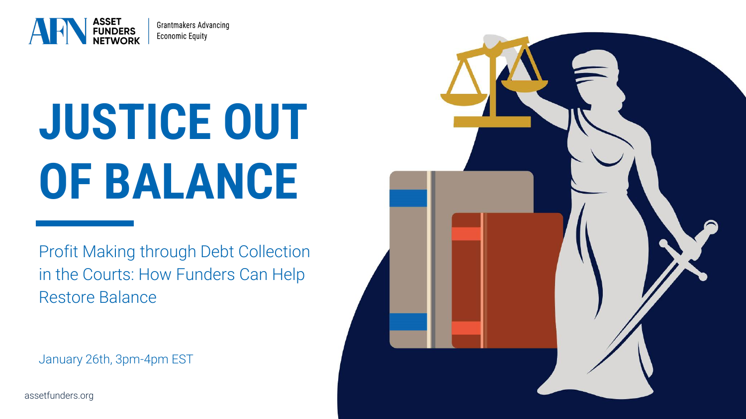ASSET FUNDERS NETWORK | Grantmakers Advancing Economic Equity

# JUSTICE OUT OF BALANCE

Profit Making through Debt Collection in the Courts: How Funders Can Help Restore Balance

January 26th, 3pm-4pm EST

assetfunders.org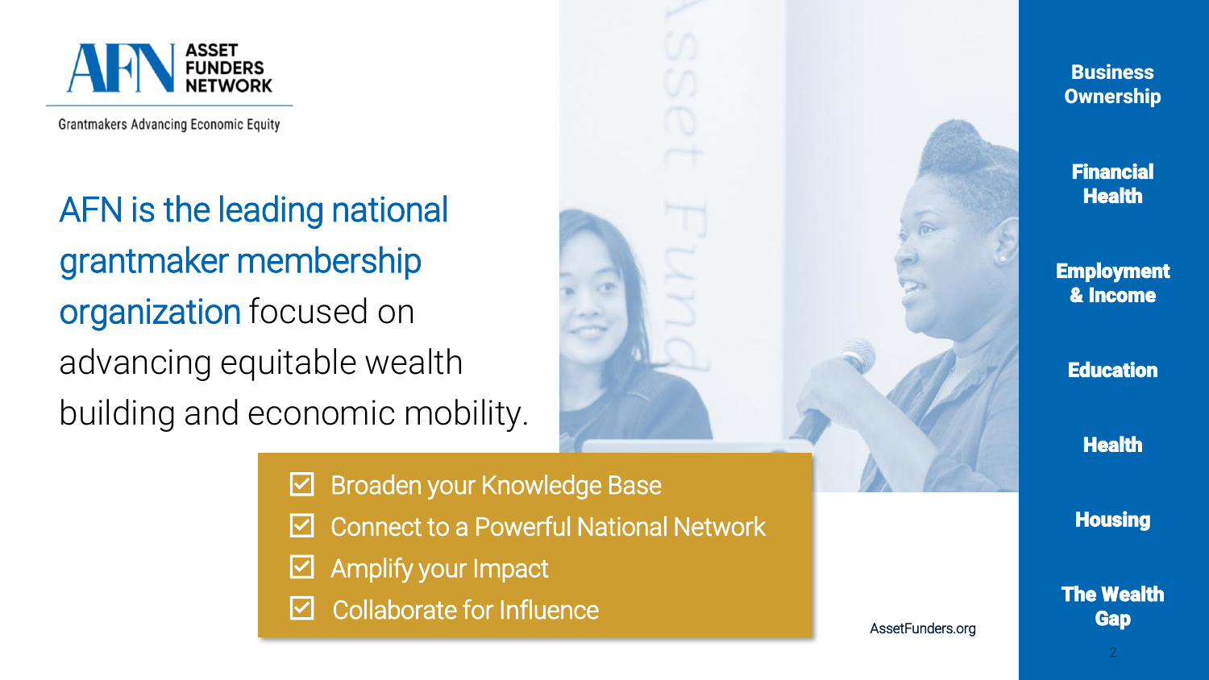ASSET FUNDERS NETWORK

Grantmakers Advancing Economic Equity

AFN is the leading national grantmaker membership organization focused on advancing equitable wealth building and economic mobility.

- ☑ Broaden your Knowledge Base
- ☑ Connect to a Powerful National Network
- ☑ Amplify your Impact
- ☑ Collaborate for Influence

AssetFunders.org

- **Business Ownership**
- **Financial Health**
- **Employment & Income**
- **Education**
- **Health**
- **Housing**
- **The Wealth Gap**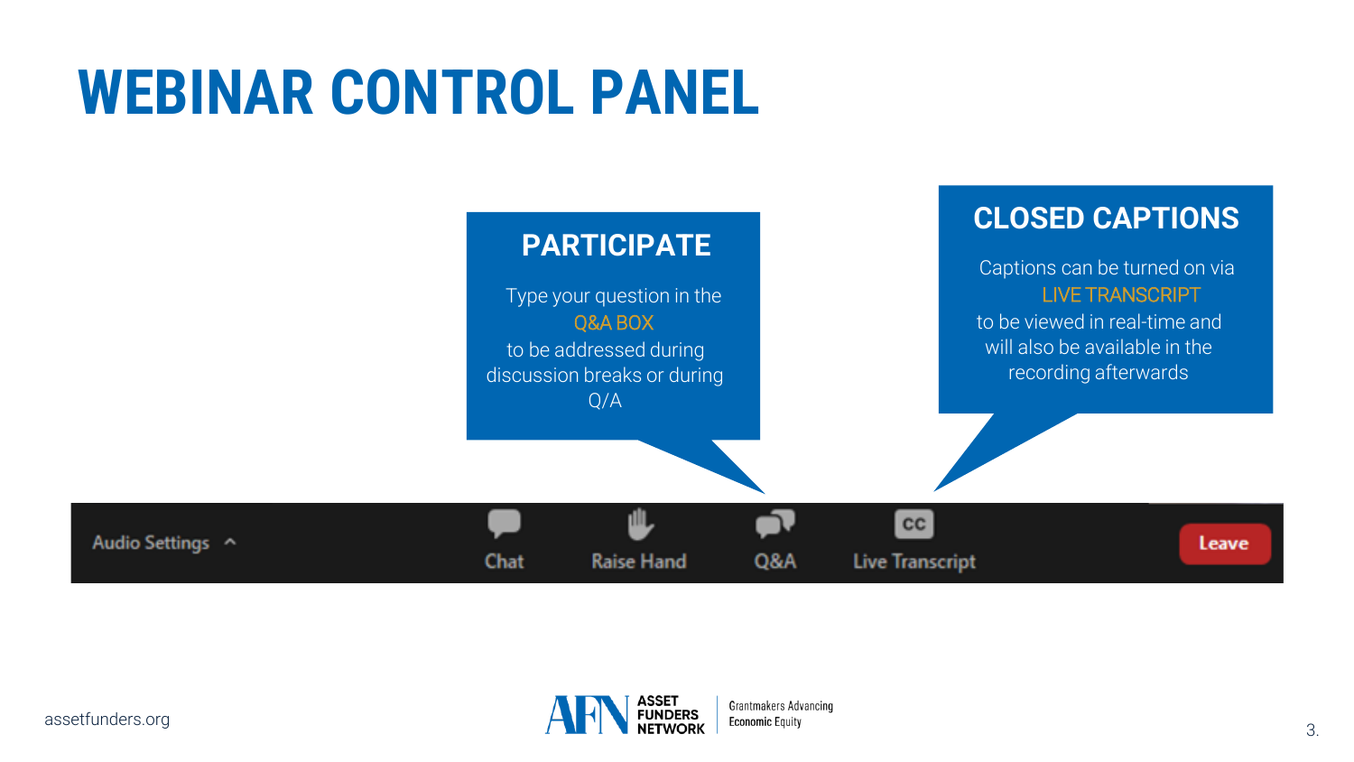# WEBINAR CONTROL PANEL

## PARTICIPATE

Type your question in the Q&A BOX to be addressed during discussion breaks or during Q/A

## CLOSED CAPTIONS

Captions can be turned on via LIVE TRANSCRIPT to be viewed in real-time and will also be available in the recording afterwards

Audio Settings | Chat | Raise Hand | Q&A | Live Transcript | Leave

assetfunders.org

ASSET FUNDERS NETWORK | Grantmakers Advancing Economic Equity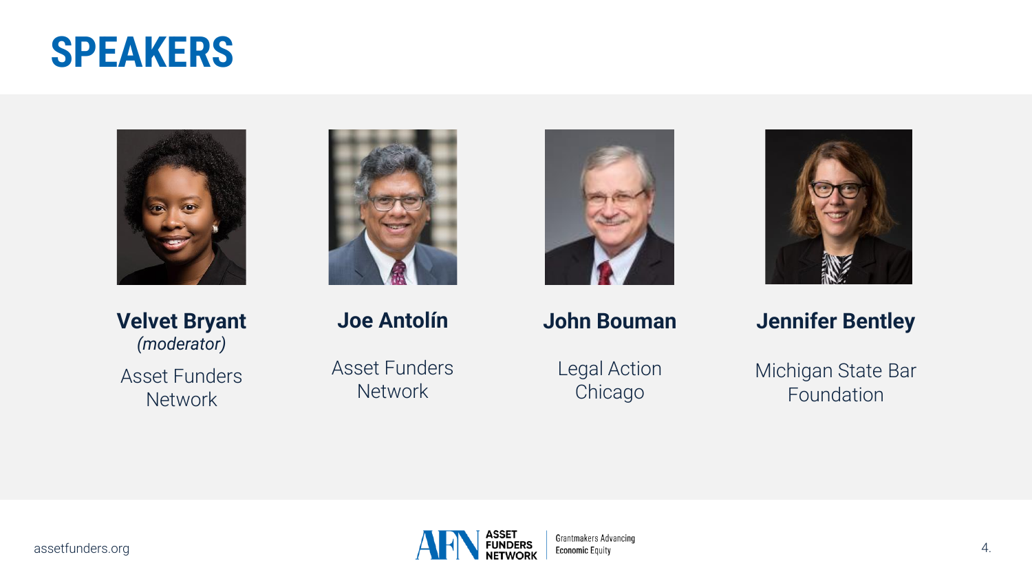# SPEAKERS

**Velvet Bryant**
*(moderator)*
Asset Funders Network

**Joe Antolín**
Asset Funders Network

**John Bouman**
Legal Action Chicago

**Jennifer Bentley**
Michigan State Bar Foundation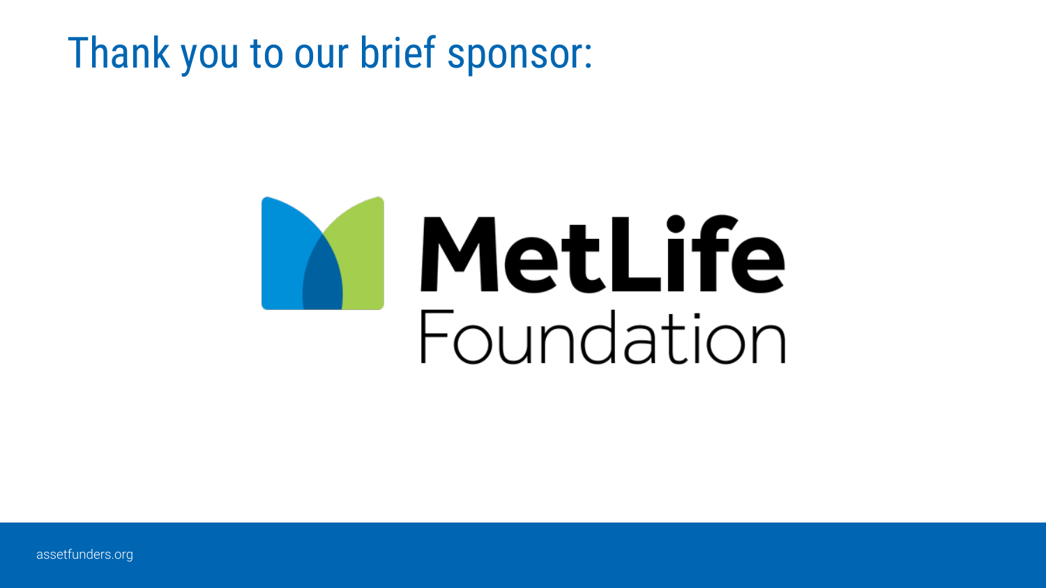# Thank you to our brief sponsor:

MetLife Foundation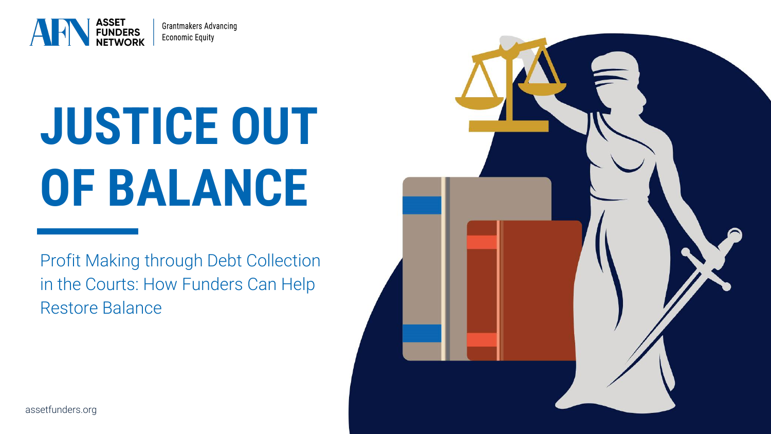ASSET FUNDERS NETWORK | Grantmakers Advancing Economic Equity

# JUSTICE OUT OF BALANCE

## Profit Making through Debt Collection in the Courts: How Funders Can Help Restore Balance

assetfunders.org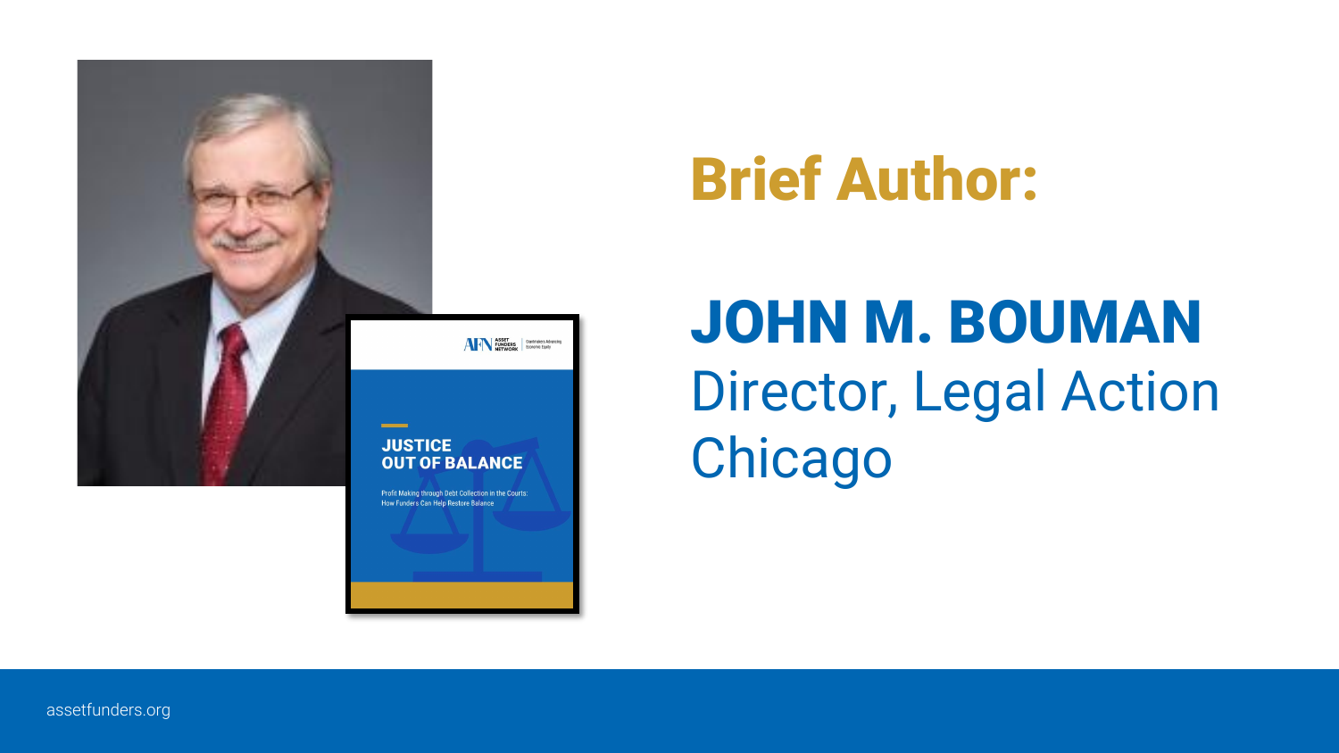# Brief Author:

## JOHN M. BOUMAN

Director, Legal Action Chicago

assetfunders.org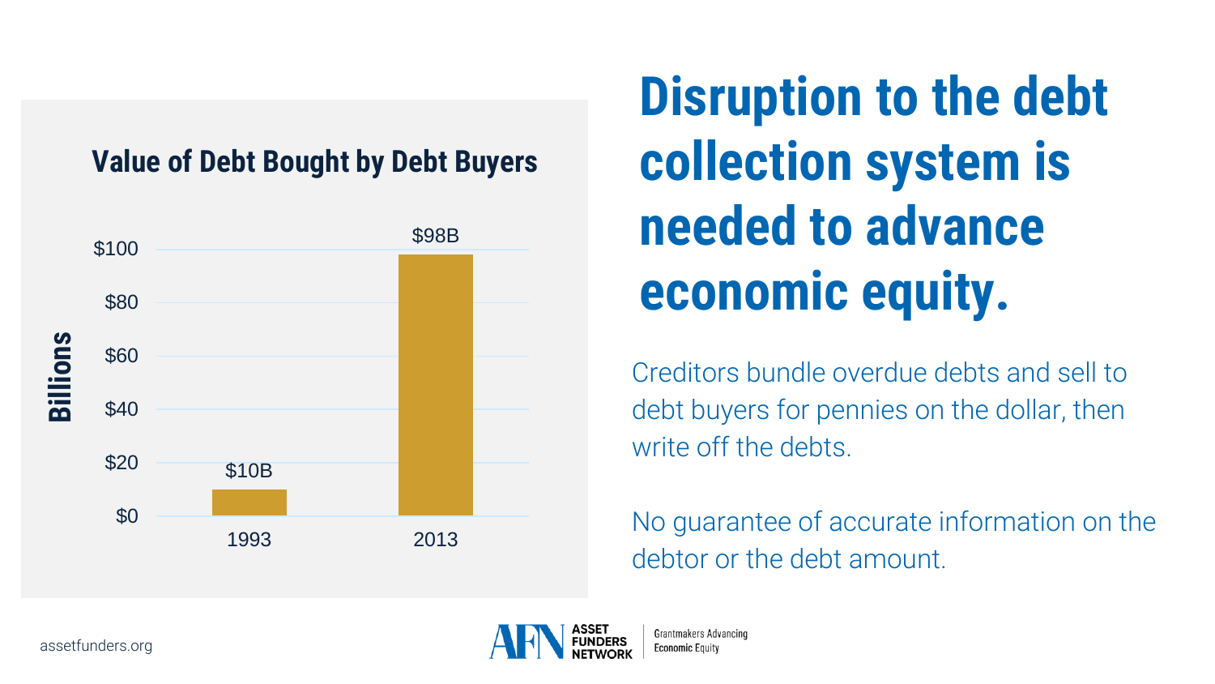# Disruption to the debt collection system is needed to advance economic equity.

**Value of Debt Bought by Debt Buyers**

| Year | Value (Billions) |
| --- | --- |
| 1993 | $10B |
| 2013 | $98B |

Creditors bundle overdue debts and sell to debt buyers for pennies on the dollar, then write off the debts.

No guarantee of accurate information on the debtor or the debt amount.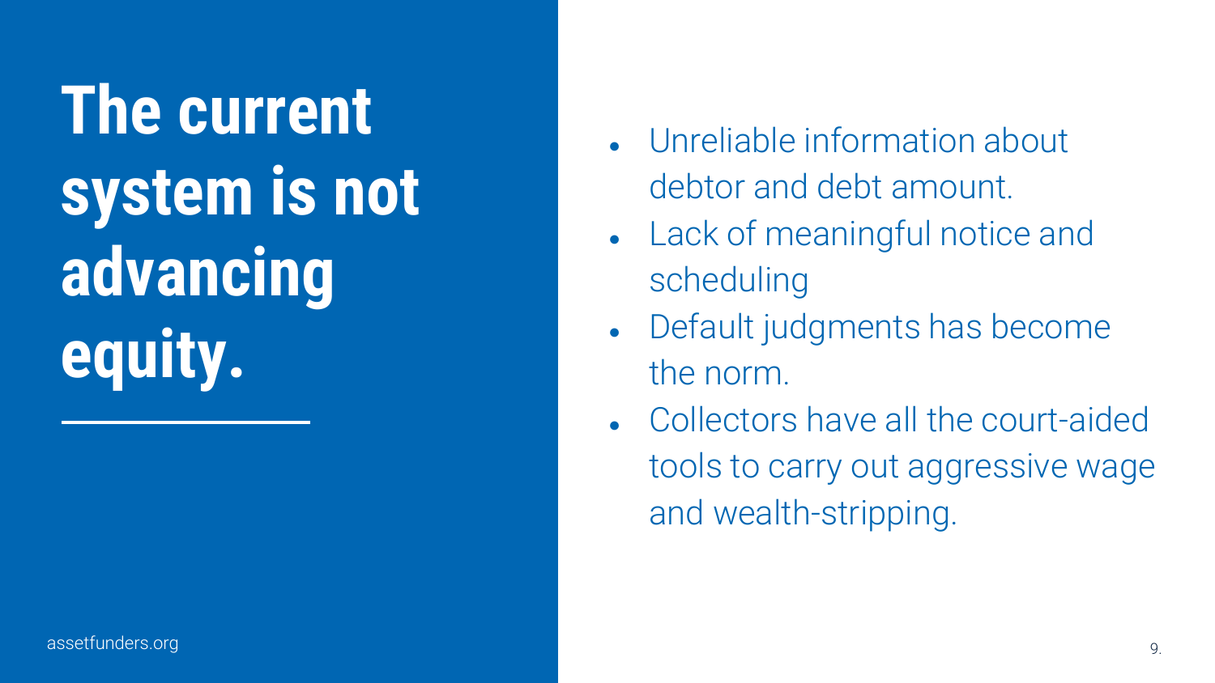# The current system is not advancing equity.

- Unreliable information about debtor and debt amount.
- Lack of meaningful notice and scheduling
- Default judgments has become the norm.
- Collectors have all the court-aided tools to carry out aggressive wage and wealth-stripping.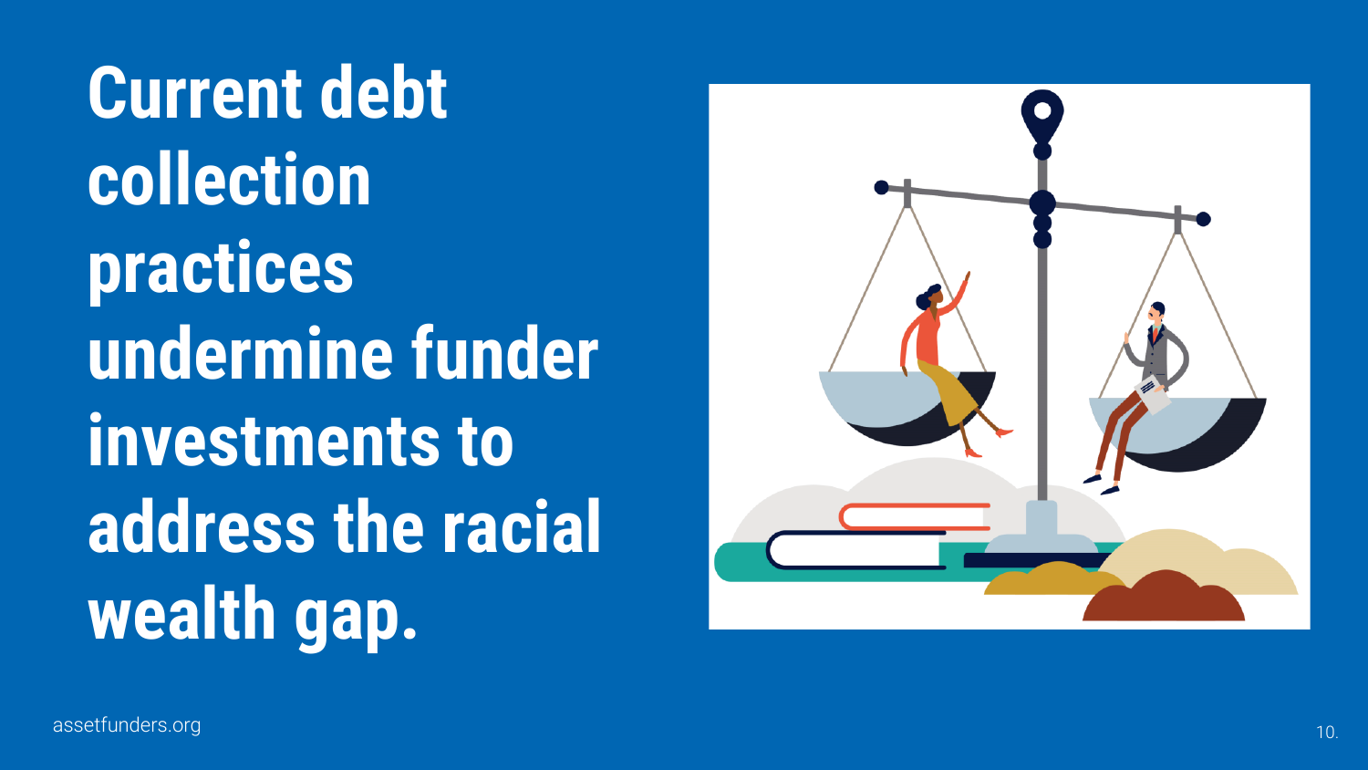# Current debt collection practices undermine funder investments to address the racial wealth gap.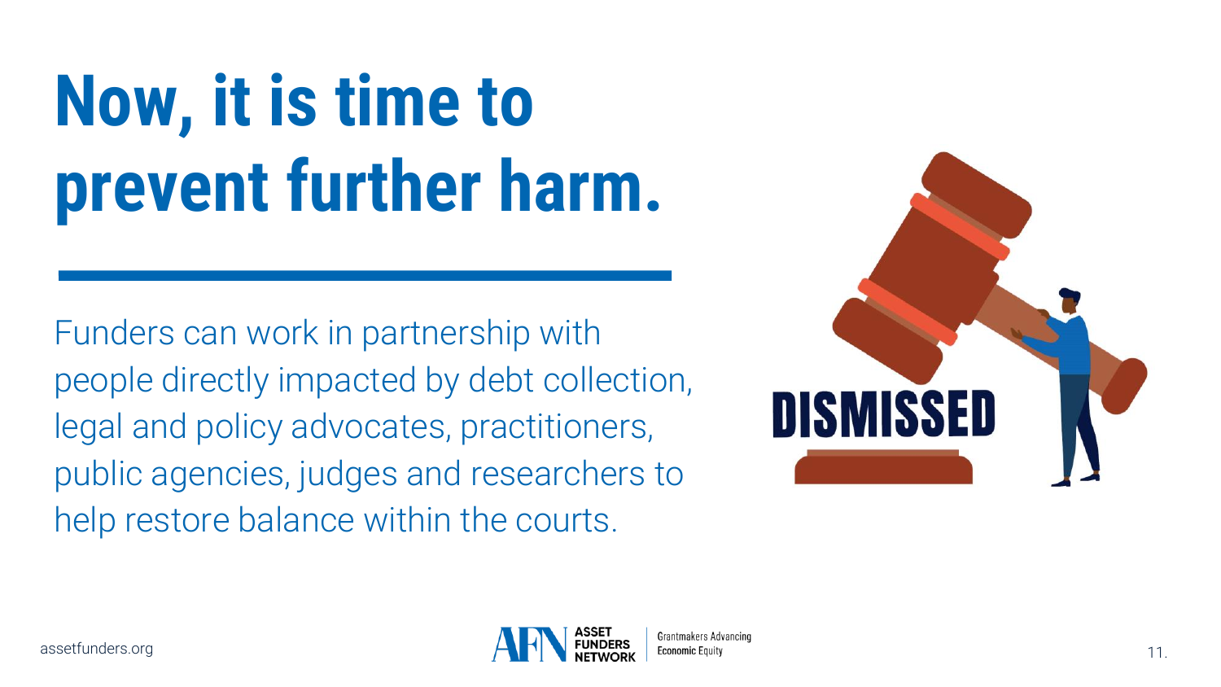# Now, it is time to prevent further harm.

Funders can work in partnership with people directly impacted by debt collection, legal and policy advocates, practitioners, public agencies, judges and researchers to help restore balance within the courts.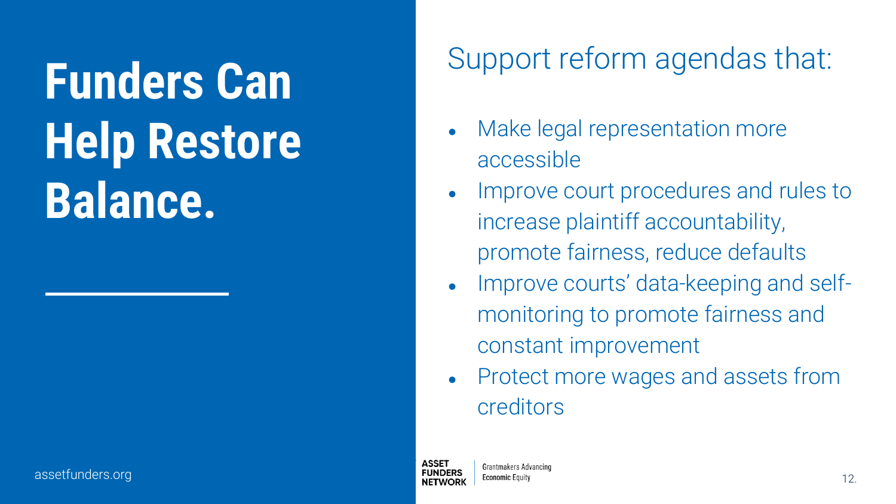# Funders Can Help Restore Balance.

## Support reform agendas that:

- Make legal representation more accessible
- Improve court procedures and rules to increase plaintiff accountability, promote fairness, reduce defaults
- Improve courts' data-keeping and self-monitoring to promote fairness and constant improvement
- Protect more wages and assets from creditors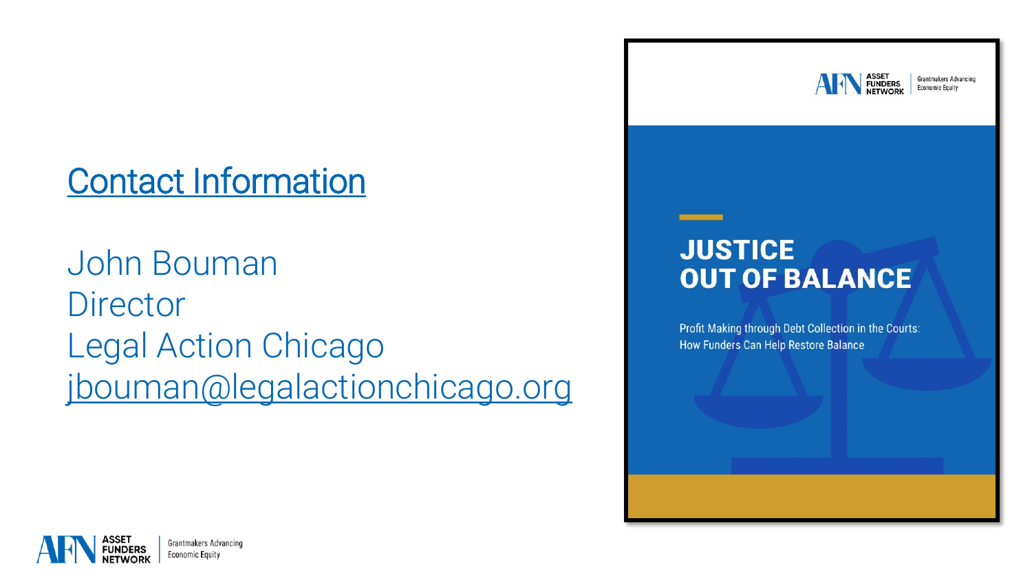## Contact Information

John Bouman
Director
Legal Action Chicago
jbouman@legalactionchicago.org

ASSET FUNDERS NETWORK | Grantmakers Advancing Economic Equity

# JUSTICE OUT OF BALANCE

Profit Making through Debt Collection in the Courts: How Funders Can Help Restore Balance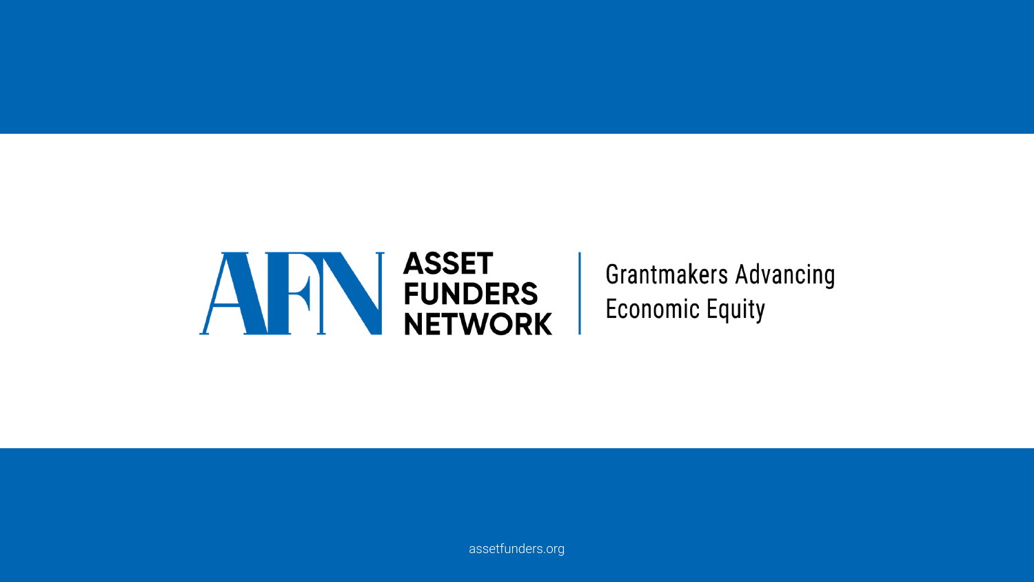AFN ASSET FUNDERS NETWORK

Grantmakers Advancing Economic Equity

assetfunders.org